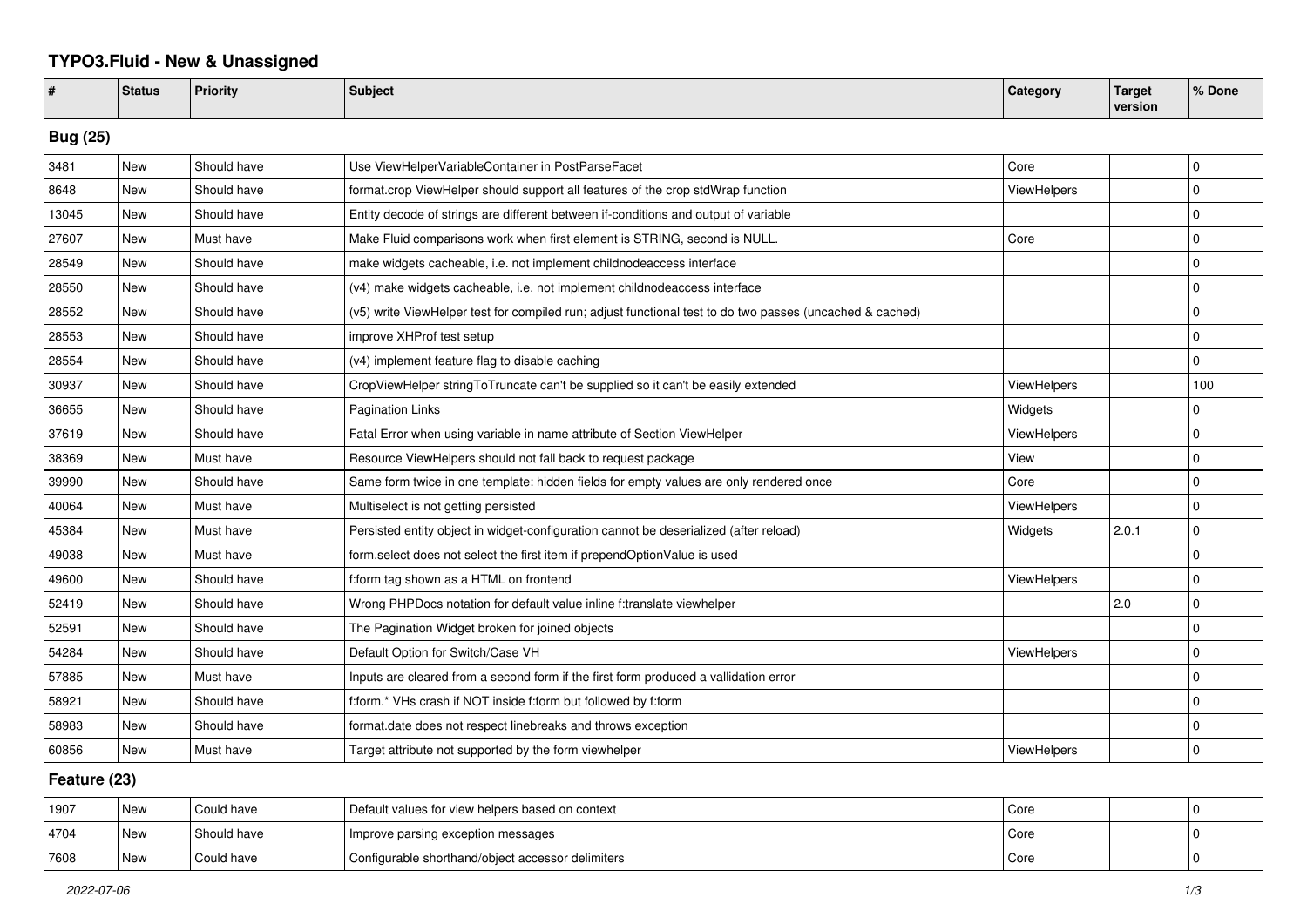# TYPO3.Fluid - New & Unassigned

| # | Status | Priority | Subject | Category | Target version | % Done |
|---|---|---|---|---|---|---|
| **Bug (25)** | | | | | | |
| 3481 | New | Should have | Use ViewHelperVariableContainer in PostParseFacet | Core | | 0 |
| 8648 | New | Should have | format.crop ViewHelper should support all features of the crop stdWrap function | ViewHelpers | | 0 |
| 13045 | New | Should have | Entity decode of strings are different between if-conditions and output of variable | | | 0 |
| 27607 | New | Must have | Make Fluid comparisons work when first element is STRING, second is NULL. | Core | | 0 |
| 28549 | New | Should have | make widgets cacheable, i.e. not implement childnodeaccess interface | | | 0 |
| 28550 | New | Should have | (v4) make widgets cacheable, i.e. not implement childnodeaccess interface | | | 0 |
| 28552 | New | Should have | (v5) write ViewHelper test for compiled run; adjust functional test to do two passes (uncached & cached) | | | 0 |
| 28553 | New | Should have | improve XHProf test setup | | | 0 |
| 28554 | New | Should have | (v4) implement feature flag to disable caching | | | 0 |
| 30937 | New | Should have | CropViewHelper stringToTruncate can't be supplied so it can't be easily extended | ViewHelpers | | 100 |
| 36655 | New | Should have | Pagination Links | Widgets | | 0 |
| 37619 | New | Should have | Fatal Error when using variable in name attribute of Section ViewHelper | ViewHelpers | | 0 |
| 38369 | New | Must have | Resource ViewHelpers should not fall back to request package | View | | 0 |
| 39990 | New | Should have | Same form twice in one template: hidden fields for empty values are only rendered once | Core | | 0 |
| 40064 | New | Must have | Multiselect is not getting persisted | ViewHelpers | | 0 |
| 45384 | New | Must have | Persisted entity object in widget-configuration cannot be deserialized (after reload) | Widgets | 2.0.1 | 0 |
| 49038 | New | Must have | form.select does not select the first item if prependOptionValue is used | | | 0 |
| 49600 | New | Should have | f:form tag shown as a HTML on frontend | ViewHelpers | | 0 |
| 52419 | New | Should have | Wrong PHPDocs notation for default value inline f:translate viewhelper | | 2.0 | 0 |
| 52591 | New | Should have | The Pagination Widget broken for joined objects | | | 0 |
| 54284 | New | Should have | Default Option for Switch/Case VH | ViewHelpers | | 0 |
| 57885 | New | Must have | Inputs are cleared from a second form if the first form produced a vallidation error | | | 0 |
| 58921 | New | Should have | f:form.* VHs crash if NOT inside f:form but followed by f:form | | | 0 |
| 58983 | New | Should have | format.date does not respect linebreaks and throws exception | | | 0 |
| 60856 | New | Must have | Target attribute not supported by the form viewhelper | ViewHelpers | | 0 |
| **Feature (23)** | | | | | | |
| 1907 | New | Could have | Default values for view helpers based on context | Core | | 0 |
| 4704 | New | Should have | Improve parsing exception messages | Core | | 0 |
| 7608 | New | Could have | Configurable shorthand/object accessor delimiters | Core | | 0 |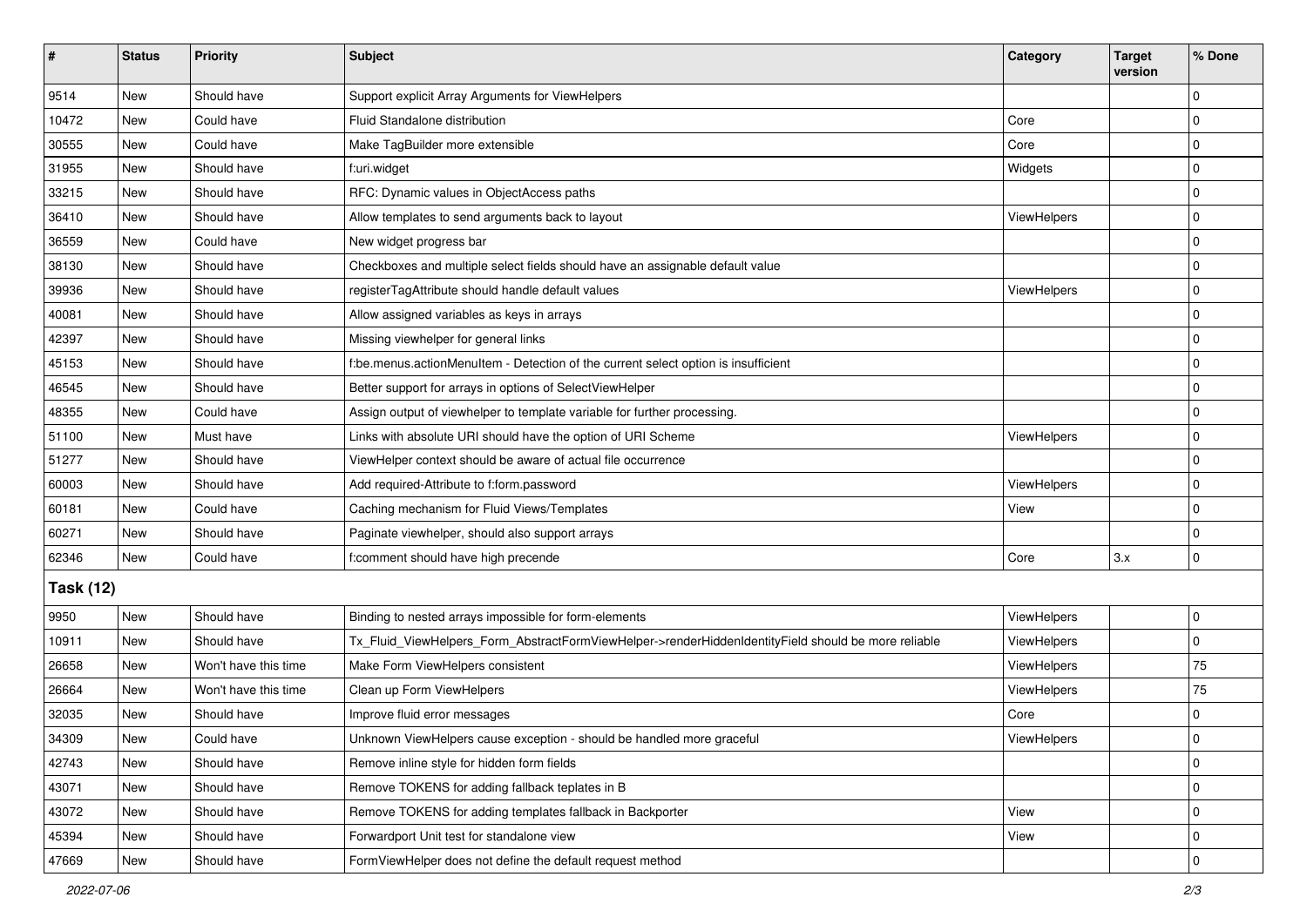| # | Status | Priority | Subject | Category | Target version | % Done |
|---|---|---|---|---|---|---|
| 9514 | New | Should have | Support explicit Array Arguments for ViewHelpers | | | 0 |
| 10472 | New | Could have | Fluid Standalone distribution | Core | | 0 |
| 30555 | New | Could have | Make TagBuilder more extensible | Core | | 0 |
| 31955 | New | Should have | f:uri.widget | Widgets | | 0 |
| 33215 | New | Should have | RFC: Dynamic values in ObjectAccess paths | | | 0 |
| 36410 | New | Should have | Allow templates to send arguments back to layout | ViewHelpers | | 0 |
| 36559 | New | Could have | New widget progress bar | | | 0 |
| 38130 | New | Should have | Checkboxes and multiple select fields should have an assignable default value | | | 0 |
| 39936 | New | Should have | registerTagAttribute should handle default values | ViewHelpers | | 0 |
| 40081 | New | Should have | Allow assigned variables as keys in arrays | | | 0 |
| 42397 | New | Should have | Missing viewhelper for general links | | | 0 |
| 45153 | New | Should have | f:be.menus.actionMenuItem - Detection of the current select option is insufficient | | | 0 |
| 46545 | New | Should have | Better support for arrays in options of SelectViewHelper | | | 0 |
| 48355 | New | Could have | Assign output of viewhelper to template variable for further processing. | | | 0 |
| 51100 | New | Must have | Links with absolute URI should have the option of URI Scheme | ViewHelpers | | 0 |
| 51277 | New | Should have | ViewHelper context should be aware of actual file occurrence | | | 0 |
| 60003 | New | Should have | Add required-Attribute to f:form.password | ViewHelpers | | 0 |
| 60181 | New | Could have | Caching mechanism for Fluid Views/Templates | View | | 0 |
| 60271 | New | Should have | Paginate viewhelper, should also support arrays | | | 0 |
| 62346 | New | Could have | f:comment should have high precende | Core | 3.x | 0 |

**Task (12)**

| # | Status | Priority | Subject | Category | Target version | % Done |
|---|---|---|---|---|---|---|
| 9950 | New | Should have | Binding to nested arrays impossible for form-elements | ViewHelpers | | 0 |
| 10911 | New | Should have | Tx_Fluid_ViewHelpers_Form_AbstractFormViewHelper->renderHiddenIdentityField should be more reliable | ViewHelpers | | 0 |
| 26658 | New | Won't have this time | Make Form ViewHelpers consistent | ViewHelpers | | 75 |
| 26664 | New | Won't have this time | Clean up Form ViewHelpers | ViewHelpers | | 75 |
| 32035 | New | Should have | Improve fluid error messages | Core | | 0 |
| 34309 | New | Could have | Unknown ViewHelpers cause exception - should be handled more graceful | ViewHelpers | | 0 |
| 42743 | New | Should have | Remove inline style for hidden form fields | | | 0 |
| 43071 | New | Should have | Remove TOKENS for adding fallback teplates in B | | | 0 |
| 43072 | New | Should have | Remove TOKENS for adding templates fallback in Backporter | View | | 0 |
| 45394 | New | Should have | Forwardport Unit test for standalone view | View | | 0 |
| 47669 | New | Should have | FormViewHelper does not define the default request method | | | 0 |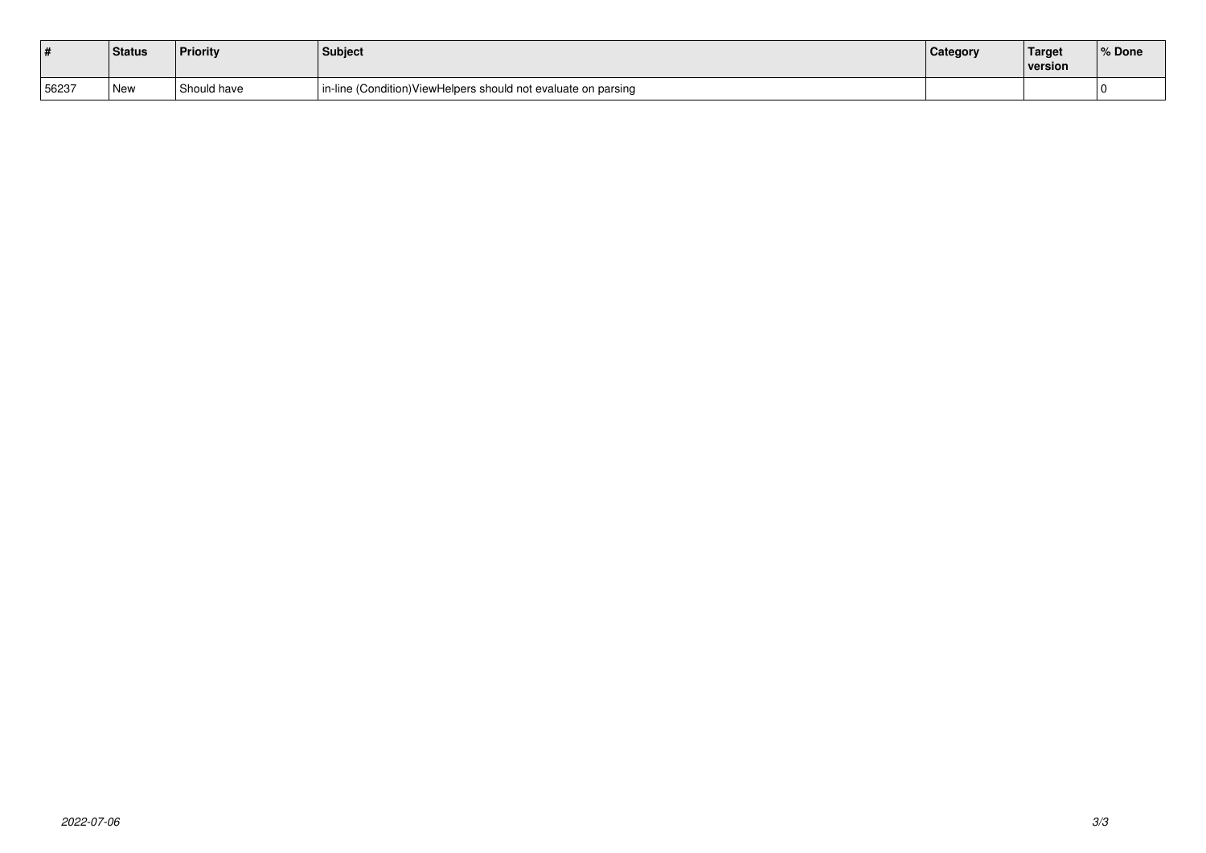| # | Status | Priority | Subject | Category | Target version | % Done |
|---|---|---|---|---|---|---|
| 56237 | New | Should have | in-line (Condition)ViewHelpers should not evaluate on parsing | | | 0 |

2022-07-06